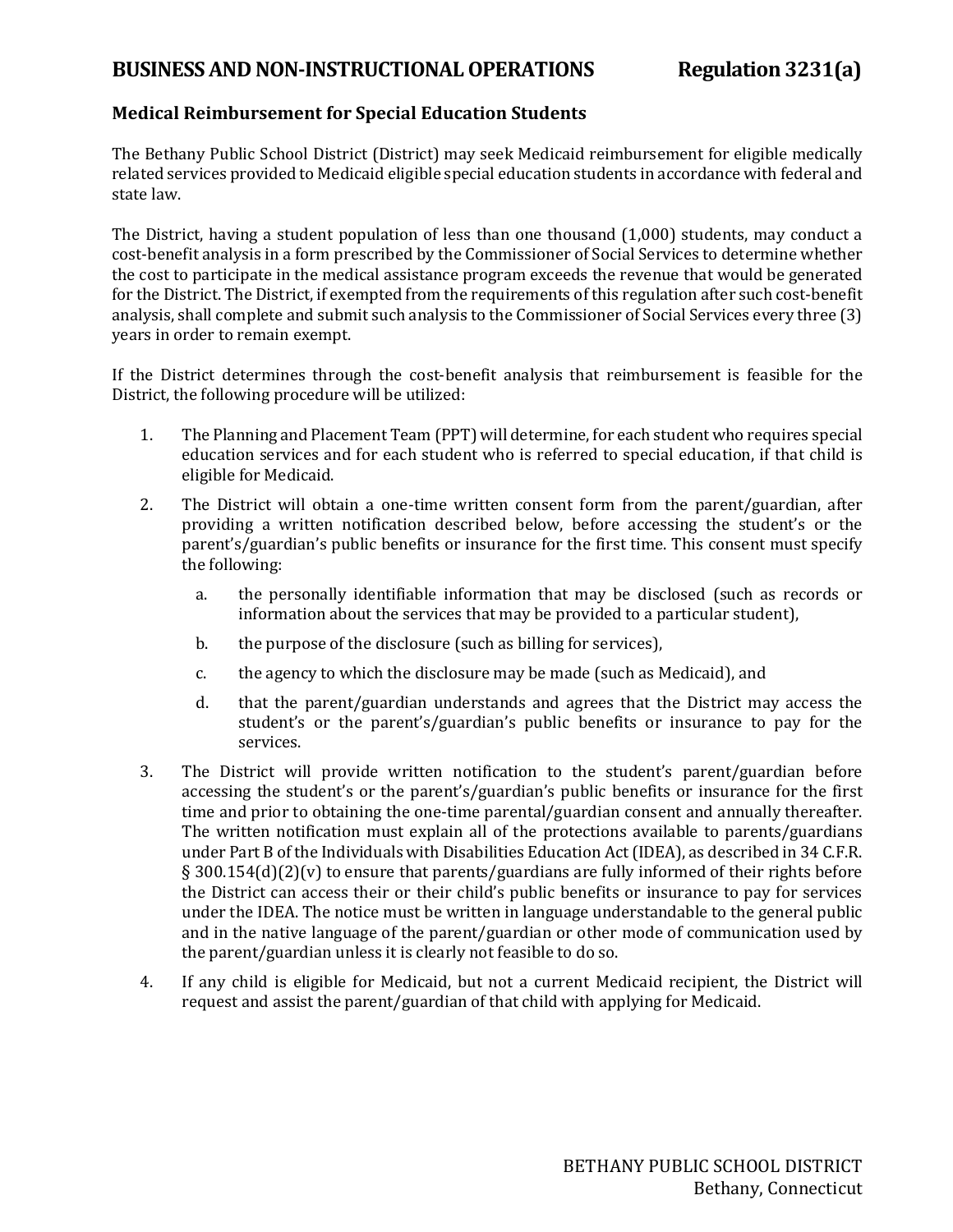# BUSINESS AND NON-INSTRUCTIONAL OPERATIONS Regulation 3231(a)

## Medical Reimbursement for Special Education Students

The Bethany Public School District (District) may seek Medicaid reimbursement for eligible medically related services provided to Medicaid eligible special education students in accordance with federal and state law.

The District, having a student population of less than one thousand (1,000) students, may conduct a cost-benefit analysis in a form prescribed by the Commissioner of Social Services to determine whether the cost to participate in the medical assistance program exceeds the revenue that would be generated for the District. The District, if exempted from the requirements of this regulation after such cost-benefit analysis, shall complete and submit such analysis to the Commissioner of Social Services every three (3) years in order to remain exempt.

If the District determines through the cost-benefit analysis that reimbursement is feasible for the District, the following procedure will be utilized:

1. The Planning and Placement Team (PPT) will determine, for each student who requires special education services and for each student who is referred to special education, if that child is eligible for Medicaid.

2. The District will obtain a one-time written consent form from the parent/guardian, after providing a written notification described below, before accessing the student's or the parent's/guardian's public benefits or insurance for the first time. This consent must specify the following:

   a. the personally identifiable information that may be disclosed (such as records or information about the services that may be provided to a particular student),

   b. the purpose of the disclosure (such as billing for services),

   c. the agency to which the disclosure may be made (such as Medicaid), and

   d. that the parent/guardian understands and agrees that the District may access the student's or the parent's/guardian's public benefits or insurance to pay for the services.

3. The District will provide written notification to the student's parent/guardian before accessing the student's or the parent's/guardian's public benefits or insurance for the first time and prior to obtaining the one-time parental/guardian consent and annually thereafter. The written notification must explain all of the protections available to parents/guardians under Part B of the Individuals with Disabilities Education Act (IDEA), as described in 34 C.F.R. § 300.154(d)(2)(v) to ensure that parents/guardians are fully informed of their rights before the District can access their or their child's public benefits or insurance to pay for services under the IDEA. The notice must be written in language understandable to the general public and in the native language of the parent/guardian or other mode of communication used by the parent/guardian unless it is clearly not feasible to do so.

4. If any child is eligible for Medicaid, but not a current Medicaid recipient, the District will request and assist the parent/guardian of that child with applying for Medicaid.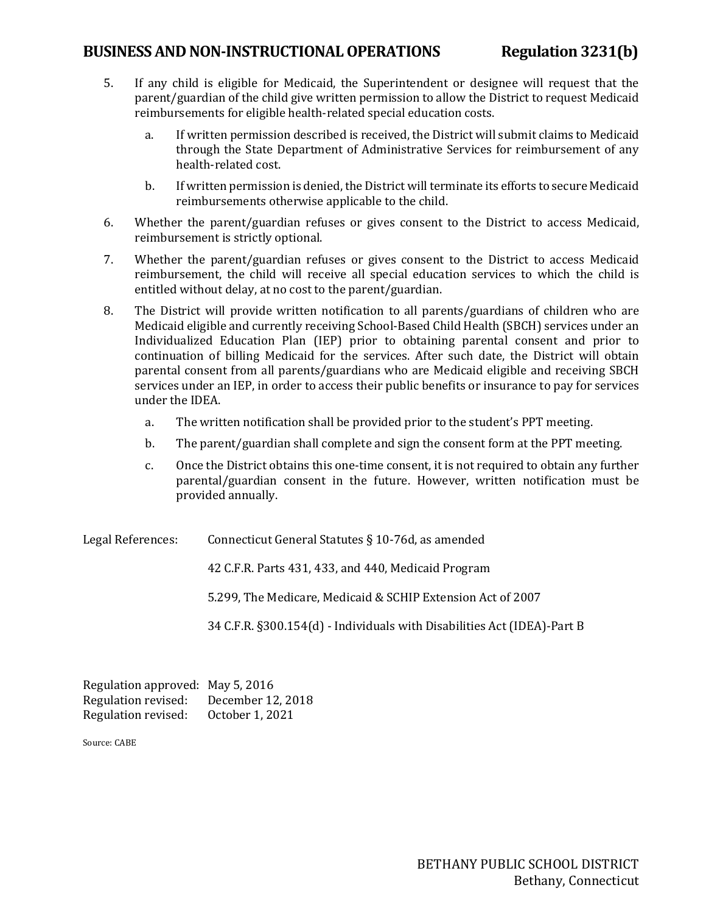5. If any child is eligible for Medicaid, the Superintendent or designee will request that the parent/guardian of the child give written permission to allow the District to request Medicaid reimbursements for eligible health-related special education costs.

   a. If written permission described is received, the District will submit claims to Medicaid through the State Department of Administrative Services for reimbursement of any health-related cost.

   b. If written permission is denied, the District will terminate its efforts to secure Medicaid reimbursements otherwise applicable to the child.

6. Whether the parent/guardian refuses or gives consent to the District to access Medicaid, reimbursement is strictly optional.

7. Whether the parent/guardian refuses or gives consent to the District to access Medicaid reimbursement, the child will receive all special education services to which the child is entitled without delay, at no cost to the parent/guardian.

8. The District will provide written notification to all parents/guardians of children who are Medicaid eligible and currently receiving School-Based Child Health (SBCH) services under an Individualized Education Plan (IEP) prior to obtaining parental consent and prior to continuation of billing Medicaid for the services. After such date, the District will obtain parental consent from all parents/guardians who are Medicaid eligible and receiving SBCH services under an IEP, in order to access their public benefits or insurance to pay for services under the IDEA.

   a. The written notification shall be provided prior to the student's PPT meeting.

   b. The parent/guardian shall complete and sign the consent form at the PPT meeting.

   c. Once the District obtains this one-time consent, it is not required to obtain any further parental/guardian consent in the future. However, written notification must be provided annually.

Legal References: Connecticut General Statutes § 10-76d, as amended

42 C.F.R. Parts 431, 433, and 440, Medicaid Program

5.299, The Medicare, Medicaid & SCHIP Extension Act of 2007

34 C.F.R. §300.154(d) - Individuals with Disabilities Act (IDEA)-Part B

Regulation approved: May 5, 2016
Regulation revised: December 12, 2018
Regulation revised: October 1, 2021

Source: CABE